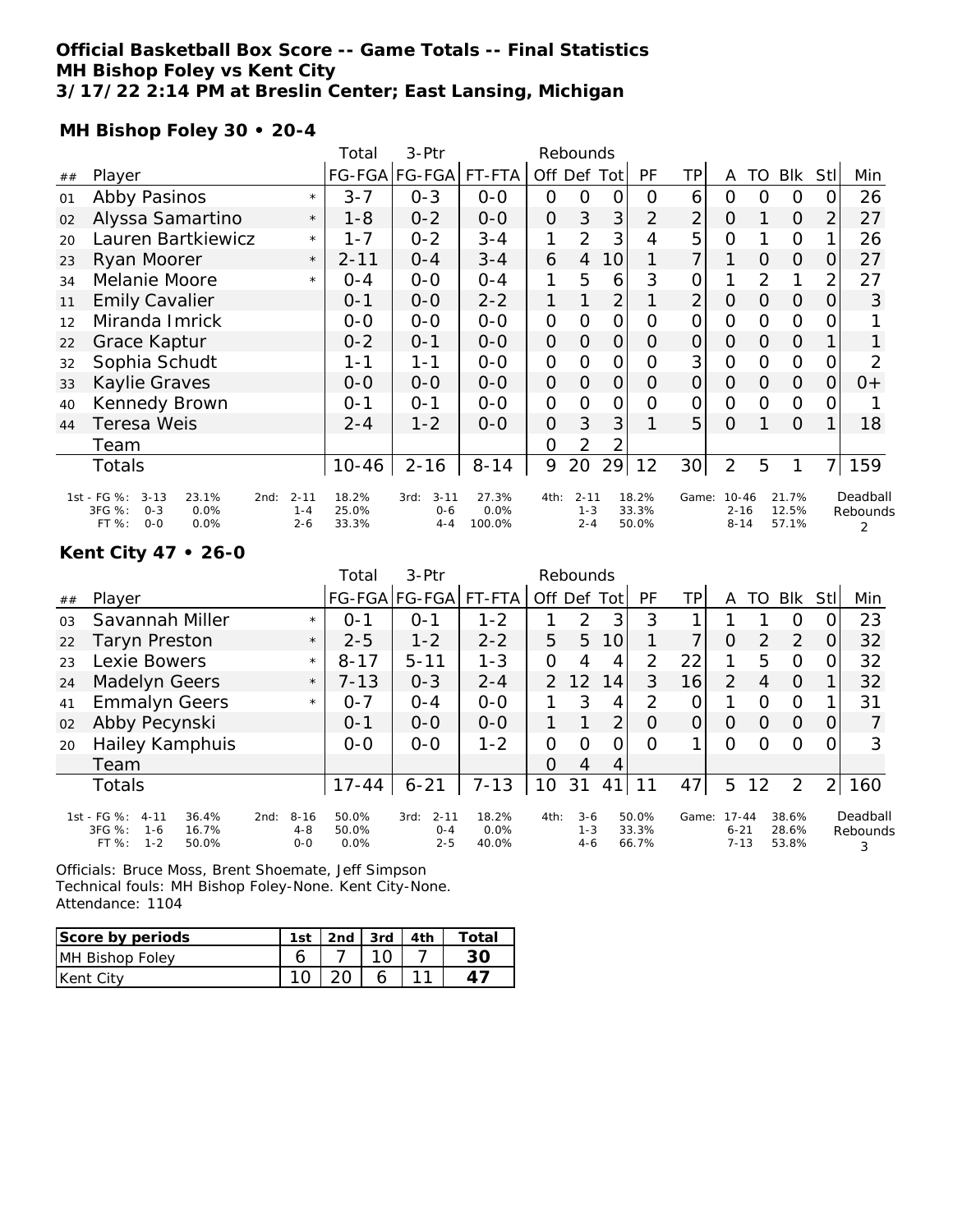**Official Basketball Box Score -- Game Totals -- Final Statistics**
**MH Bishop Foley vs Kent City**
**3/17/22 2:14 PM at Breslin Center; East Lansing, Michigan**

**MH Bishop Foley 30 • 20-4**

| ## | Player | | Total FG-FGA | 3-Ptr FG-FGA | FT-FTA | Rebounds Off | Def | Tot | PF | TP | A | TO | Blk | Stl | Min |
|---|---|---|---|---|---|---|---|---|---|---|---|---|---|---|---|
| 01 | Abby Pasinos | * | 3-7 | 0-3 | 0-0 | 0 | 0 | 0 | 0 | 6 | 0 | 0 | 0 | 0 | 26 |
| 02 | Alyssa Samartino | * | 1-8 | 0-2 | 0-0 | 0 | 3 | 3 | 2 | 2 | 0 | 1 | 0 | 2 | 27 |
| 20 | Lauren Bartkiewicz | * | 1-7 | 0-2 | 3-4 | 1 | 2 | 3 | 4 | 5 | 0 | 1 | 0 | 1 | 26 |
| 23 | Ryan Moorer | * | 2-11 | 0-4 | 3-4 | 6 | 4 | 10 | 1 | 7 | 1 | 0 | 0 | 0 | 27 |
| 34 | Melanie Moore | * | 0-4 | 0-0 | 0-4 | 1 | 5 | 6 | 3 | 0 | 1 | 2 | 1 | 2 | 27 |
| 11 | Emily Cavalier | | 0-1 | 0-0 | 2-2 | 1 | 1 | 2 | 1 | 2 | 0 | 0 | 0 | 0 | 3 |
| 12 | Miranda Imrick | | 0-0 | 0-0 | 0-0 | 0 | 0 | 0 | 0 | 0 | 0 | 0 | 0 | 0 | 1 |
| 22 | Grace Kaptur | | 0-2 | 0-1 | 0-0 | 0 | 0 | 0 | 0 | 0 | 0 | 0 | 0 | 1 | 1 |
| 32 | Sophia Schudt | | 1-1 | 1-1 | 0-0 | 0 | 0 | 0 | 0 | 3 | 0 | 0 | 0 | 0 | 2 |
| 33 | Kaylie Graves | | 0-0 | 0-0 | 0-0 | 0 | 0 | 0 | 0 | 0 | 0 | 0 | 0 | 0 | 0+ |
| 40 | Kennedy Brown | | 0-1 | 0-1 | 0-0 | 0 | 0 | 0 | 0 | 0 | 0 | 0 | 0 | 0 | 1 |
| 44 | Teresa Weis | | 2-4 | 1-2 | 0-0 | 0 | 3 | 3 | 1 | 5 | 0 | 1 | 0 | 1 | 18 |
| | Team | | | | | 0 | 2 | 2 | | | | | | | |
| | Totals | | 10-46 | 2-16 | 8-14 | 9 | 20 | 29 | 12 | 30 | 2 | 5 | 1 | 7 | 159 |

| | 1st | | 2nd | | 3rd | | 4th | | Game | | |
|---|---|---|---|---|---|---|---|---|---|---|---|
| FG % | 3-13 | 23.1% | 2-11 | 18.2% | 3-11 | 27.3% | 2-11 | 18.2% | 10-46 | 21.7% | Deadball Rebounds 2 |
| 3FG % | 0-3 | 0.0% | 1-4 | 25.0% | 0-6 | 0.0% | 1-3 | 33.3% | 2-16 | 12.5% | |
| FT % | 0-0 | 0.0% | 2-6 | 33.3% | 4-4 | 100.0% | 2-4 | 50.0% | 8-14 | 57.1% | |

**Kent City 47 • 26-0**

| ## | Player | | Total FG-FGA | 3-Ptr FG-FGA | FT-FTA | Rebounds Off | Def | Tot | PF | TP | A | TO | Blk | Stl | Min |
|---|---|---|---|---|---|---|---|---|---|---|---|---|---|---|---|
| 03 | Savannah Miller | * | 0-1 | 0-1 | 1-2 | 1 | 2 | 3 | 3 | 1 | 1 | 1 | 0 | 0 | 23 |
| 22 | Taryn Preston | * | 2-5 | 1-2 | 2-2 | 5 | 5 | 10 | 1 | 7 | 0 | 2 | 2 | 0 | 32 |
| 23 | Lexie Bowers | * | 8-17 | 5-11 | 1-3 | 0 | 4 | 4 | 2 | 22 | 1 | 5 | 0 | 0 | 32 |
| 24 | Madelyn Geers | * | 7-13 | 0-3 | 2-4 | 2 | 12 | 14 | 3 | 16 | 2 | 4 | 0 | 1 | 32 |
| 41 | Emmalyn Geers | * | 0-7 | 0-4 | 0-0 | 1 | 3 | 4 | 2 | 0 | 1 | 0 | 0 | 1 | 31 |
| 02 | Abby Pecynski | | 0-1 | 0-0 | 0-0 | 1 | 1 | 2 | 0 | 0 | 0 | 0 | 0 | 0 | 7 |
| 20 | Hailey Kamphuis | | 0-0 | 0-0 | 1-2 | 0 | 0 | 0 | 0 | 1 | 0 | 0 | 0 | 0 | 3 |
| | Team | | | | | 0 | 4 | 4 | | | | | | | |
| | Totals | | 17-44 | 6-21 | 7-13 | 10 | 31 | 41 | 11 | 47 | 5 | 12 | 2 | 2 | 160 |

| | 1st | | 2nd | | 3rd | | 4th | | Game | | |
|---|---|---|---|---|---|---|---|---|---|---|---|
| FG % | 4-11 | 36.4% | 8-16 | 50.0% | 2-11 | 18.2% | 3-6 | 50.0% | 17-44 | 38.6% | Deadball Rebounds 3 |
| 3FG % | 1-6 | 16.7% | 4-8 | 50.0% | 0-4 | 0.0% | 1-3 | 33.3% | 6-21 | 28.6% | |
| FT % | 1-2 | 50.0% | 0-0 | 0.0% | 2-5 | 40.0% | 4-6 | 66.7% | 7-13 | 53.8% | |

Officials: Bruce Moss, Brent Shoemate, Jeff Simpson
Technical fouls: MH Bishop Foley-None. Kent City-None.
Attendance: 1104

| Score by periods | 1st | 2nd | 3rd | 4th | Total |
|---|---|---|---|---|---|
| MH Bishop Foley | 6 | 7 | 10 | 7 | **30** |
| Kent City | 10 | 20 | 6 | 11 | **47** |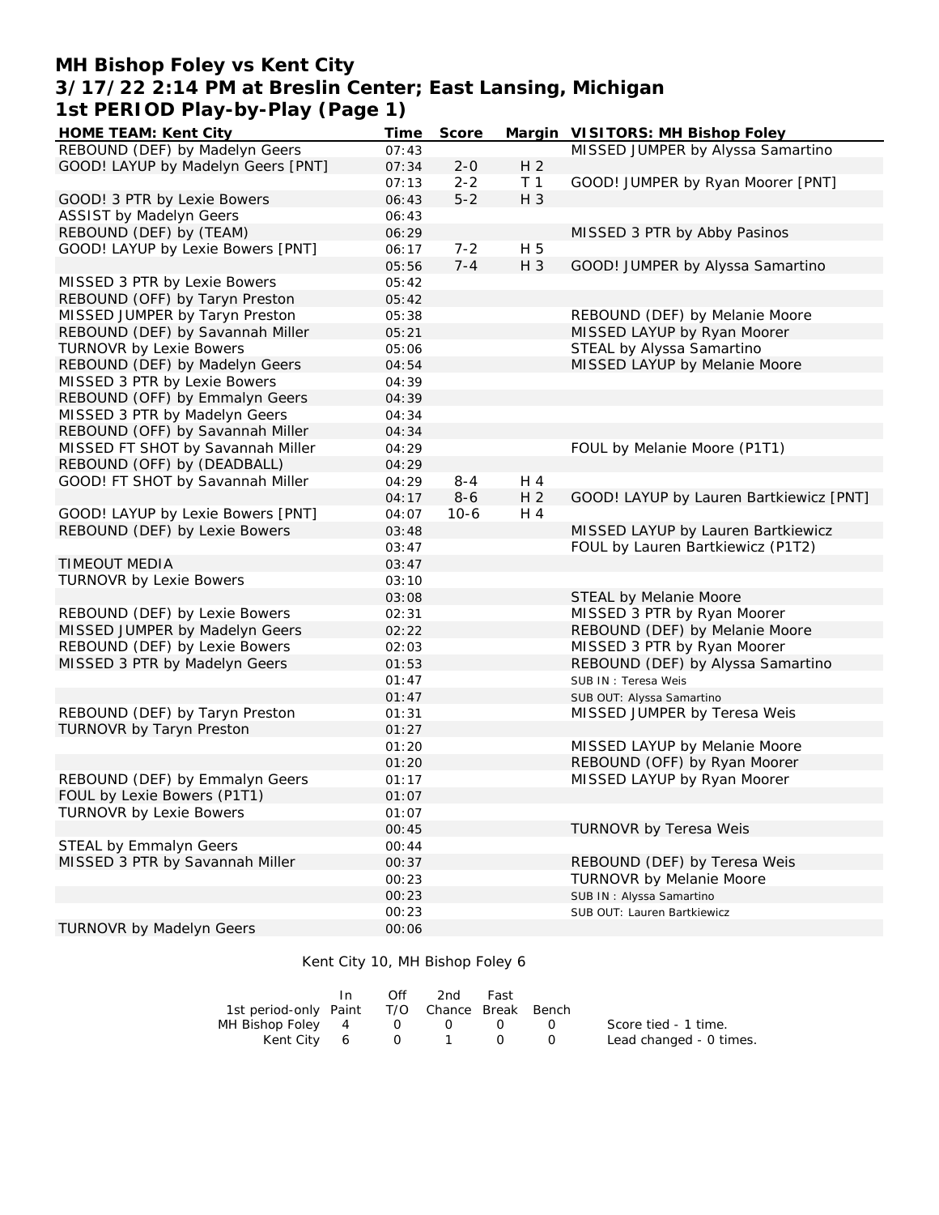# MH Bishop Foley vs Kent City
## 3/17/22 2:14 PM at Breslin Center; East Lansing, Michigan
## 1st PERIOD Play-by-Play (Page 1)

| HOME TEAM: Kent City | Time | Score | Margin | VISITORS: MH Bishop Foley |
|---|---|---|---|---|
| REBOUND (DEF) by Madelyn Geers | 07:43 | | | MISSED JUMPER by Alyssa Samartino |
| GOOD! LAYUP by Madelyn Geers [PNT] | 07:34 | 2-0 | H 2 | |
| | 07:13 | 2-2 | T 1 | GOOD! JUMPER by Ryan Moorer [PNT] |
| GOOD! 3 PTR by Lexie Bowers | 06:43 | 5-2 | H 3 | |
| ASSIST by Madelyn Geers | 06:43 | | | |
| REBOUND (DEF) by (TEAM) | 06:29 | | | MISSED 3 PTR by Abby Pasinos |
| GOOD! LAYUP by Lexie Bowers [PNT] | 06:17 | 7-2 | H 5 | |
| | 05:56 | 7-4 | H 3 | GOOD! JUMPER by Alyssa Samartino |
| MISSED 3 PTR by Lexie Bowers | 05:42 | | | |
| REBOUND (OFF) by Taryn Preston | 05:42 | | | |
| MISSED JUMPER by Taryn Preston | 05:38 | | | REBOUND (DEF) by Melanie Moore |
| REBOUND (DEF) by Savannah Miller | 05:21 | | | MISSED LAYUP by Ryan Moorer |
| TURNOVR by Lexie Bowers | 05:06 | | | STEAL by Alyssa Samartino |
| REBOUND (DEF) by Madelyn Geers | 04:54 | | | MISSED LAYUP by Melanie Moore |
| MISSED 3 PTR by Lexie Bowers | 04:39 | | | |
| REBOUND (OFF) by Emmalyn Geers | 04:39 | | | |
| MISSED 3 PTR by Madelyn Geers | 04:34 | | | |
| REBOUND (OFF) by Savannah Miller | 04:34 | | | |
| MISSED FT SHOT by Savannah Miller | 04:29 | | | FOUL by Melanie Moore (P1T1) |
| REBOUND (OFF) by (DEADBALL) | 04:29 | | | |
| GOOD! FT SHOT by Savannah Miller | 04:29 | 8-4 | H 4 | |
| | 04:17 | 8-6 | H 2 | GOOD! LAYUP by Lauren Bartkiewicz [PNT] |
| GOOD! LAYUP by Lexie Bowers [PNT] | 04:07 | 10-6 | H 4 | |
| REBOUND (DEF) by Lexie Bowers | 03:48 | | | MISSED LAYUP by Lauren Bartkiewicz |
| | 03:47 | | | FOUL by Lauren Bartkiewicz (P1T2) |
| TIMEOUT MEDIA | 03:47 | | | |
| TURNOVR by Lexie Bowers | 03:10 | | | |
| | 03:08 | | | STEAL by Melanie Moore |
| REBOUND (DEF) by Lexie Bowers | 02:31 | | | MISSED 3 PTR by Ryan Moorer |
| MISSED JUMPER by Madelyn Geers | 02:22 | | | REBOUND (DEF) by Melanie Moore |
| REBOUND (DEF) by Lexie Bowers | 02:03 | | | MISSED 3 PTR by Ryan Moorer |
| MISSED 3 PTR by Madelyn Geers | 01:53 | | | REBOUND (DEF) by Alyssa Samartino |
| | 01:47 | | | SUB IN : Teresa Weis |
| | 01:47 | | | SUB OUT: Alyssa Samartino |
| REBOUND (DEF) by Taryn Preston | 01:31 | | | MISSED JUMPER by Teresa Weis |
| TURNOVR by Taryn Preston | 01:27 | | | |
| | 01:20 | | | MISSED LAYUP by Melanie Moore |
| | 01:20 | | | REBOUND (OFF) by Ryan Moorer |
| REBOUND (DEF) by Emmalyn Geers | 01:17 | | | MISSED LAYUP by Ryan Moorer |
| FOUL by Lexie Bowers (P1T1) | 01:07 | | | |
| TURNOVR by Lexie Bowers | 01:07 | | | |
| | 00:45 | | | TURNOVR by Teresa Weis |
| STEAL by Emmalyn Geers | 00:44 | | | |
| MISSED 3 PTR by Savannah Miller | 00:37 | | | REBOUND (DEF) by Teresa Weis |
| | 00:23 | | | TURNOVR by Melanie Moore |
| | 00:23 | | | SUB IN : Alyssa Samartino |
| | 00:23 | | | SUB OUT: Lauren Bartkiewicz |
| TURNOVR by Madelyn Geers | 00:06 | | | |

Kent City 10, MH Bishop Foley 6

| 1st period-only | In Paint | Off T/O | 2nd Chance | Fast Break | Bench |
|---|---|---|---|---|---|
| MH Bishop Foley | 4 | 0 | 0 | 0 | 0 |
| Kent City | 6 | 0 | 1 | 0 | 0 |

Score tied - 1 time.
Lead changed - 0 times.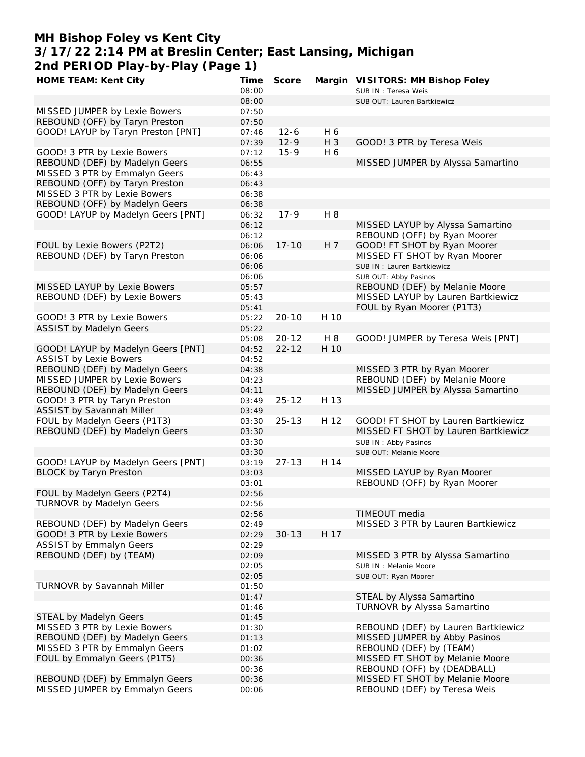# MH Bishop Foley vs Kent City
## 3/17/22 2:14 PM at Breslin Center; East Lansing, Michigan
## 2nd PERIOD Play-by-Play (Page 1)

| HOME TEAM: Kent City | Time | Score | Margin | VISITORS: MH Bishop Foley |
|---|---|---|---|---|
| | 08:00 | | | SUB IN : Teresa Weis |
| | 08:00 | | | SUB OUT: Lauren Bartkiewicz |
| MISSED JUMPER by Lexie Bowers | 07:50 | | | |
| REBOUND (OFF) by Taryn Preston | 07:50 | | | |
| GOOD! LAYUP by Taryn Preston [PNT] | 07:46 | 12-6 | H 6 | |
| | 07:39 | 12-9 | H 3 | GOOD! 3 PTR by Teresa Weis |
| GOOD! 3 PTR by Lexie Bowers | 07:12 | 15-9 | H 6 | |
| REBOUND (DEF) by Madelyn Geers | 06:55 | | | MISSED JUMPER by Alyssa Samartino |
| MISSED 3 PTR by Emmalyn Geers | 06:43 | | | |
| REBOUND (OFF) by Taryn Preston | 06:43 | | | |
| MISSED 3 PTR by Lexie Bowers | 06:38 | | | |
| REBOUND (OFF) by Madelyn Geers | 06:38 | | | |
| GOOD! LAYUP by Madelyn Geers [PNT] | 06:32 | 17-9 | H 8 | |
| | 06:12 | | | MISSED LAYUP by Alyssa Samartino |
| | 06:12 | | | REBOUND (OFF) by Ryan Moorer |
| FOUL by Lexie Bowers (P2T2) | 06:06 | 17-10 | H 7 | GOOD! FT SHOT by Ryan Moorer |
| REBOUND (DEF) by Taryn Preston | 06:06 | | | MISSED FT SHOT by Ryan Moorer |
| | 06:06 | | | SUB IN : Lauren Bartkiewicz |
| | 06:06 | | | SUB OUT: Abby Pasinos |
| MISSED LAYUP by Lexie Bowers | 05:57 | | | REBOUND (DEF) by Melanie Moore |
| REBOUND (DEF) by Lexie Bowers | 05:43 | | | MISSED LAYUP by Lauren Bartkiewicz |
| | 05:41 | | | FOUL by Ryan Moorer (P1T3) |
| GOOD! 3 PTR by Lexie Bowers | 05:22 | 20-10 | H 10 | |
| ASSIST by Madelyn Geers | 05:22 | | | |
| | 05:08 | 20-12 | H 8 | GOOD! JUMPER by Teresa Weis [PNT] |
| GOOD! LAYUP by Madelyn Geers [PNT] | 04:52 | 22-12 | H 10 | |
| ASSIST by Lexie Bowers | 04:52 | | | |
| REBOUND (DEF) by Madelyn Geers | 04:38 | | | MISSED 3 PTR by Ryan Moorer |
| MISSED JUMPER by Lexie Bowers | 04:23 | | | REBOUND (DEF) by Melanie Moore |
| REBOUND (DEF) by Madelyn Geers | 04:11 | | | MISSED JUMPER by Alyssa Samartino |
| GOOD! 3 PTR by Taryn Preston | 03:49 | 25-12 | H 13 | |
| ASSIST by Savannah Miller | 03:49 | | | |
| FOUL by Madelyn Geers (P1T3) | 03:30 | 25-13 | H 12 | GOOD! FT SHOT by Lauren Bartkiewicz |
| REBOUND (DEF) by Madelyn Geers | 03:30 | | | MISSED FT SHOT by Lauren Bartkiewicz |
| | 03:30 | | | SUB IN : Abby Pasinos |
| | 03:30 | | | SUB OUT: Melanie Moore |
| GOOD! LAYUP by Madelyn Geers [PNT] | 03:19 | 27-13 | H 14 | |
| BLOCK by Taryn Preston | 03:03 | | | MISSED LAYUP by Ryan Moorer |
| | 03:01 | | | REBOUND (OFF) by Ryan Moorer |
| FOUL by Madelyn Geers (P2T4) | 02:56 | | | |
| TURNOVR by Madelyn Geers | 02:56 | | | |
| | 02:56 | | | TIMEOUT media |
| REBOUND (DEF) by Madelyn Geers | 02:49 | | | MISSED 3 PTR by Lauren Bartkiewicz |
| GOOD! 3 PTR by Lexie Bowers | 02:29 | 30-13 | H 17 | |
| ASSIST by Emmalyn Geers | 02:29 | | | |
| REBOUND (DEF) by (TEAM) | 02:09 | | | MISSED 3 PTR by Alyssa Samartino |
| | 02:05 | | | SUB IN : Melanie Moore |
| | 02:05 | | | SUB OUT: Ryan Moorer |
| TURNOVR by Savannah Miller | 01:50 | | | |
| | 01:47 | | | STEAL by Alyssa Samartino |
| | 01:46 | | | TURNOVR by Alyssa Samartino |
| STEAL by Madelyn Geers | 01:45 | | | |
| MISSED 3 PTR by Lexie Bowers | 01:30 | | | REBOUND (DEF) by Lauren Bartkiewicz |
| REBOUND (DEF) by Madelyn Geers | 01:13 | | | MISSED JUMPER by Abby Pasinos |
| MISSED 3 PTR by Emmalyn Geers | 01:02 | | | REBOUND (DEF) by (TEAM) |
| FOUL by Emmalyn Geers (P1T5) | 00:36 | | | MISSED FT SHOT by Melanie Moore |
| | 00:36 | | | REBOUND (OFF) by (DEADBALL) |
| REBOUND (DEF) by Emmalyn Geers | 00:36 | | | MISSED FT SHOT by Melanie Moore |
| MISSED JUMPER by Emmalyn Geers | 00:06 | | | REBOUND (DEF) by Teresa Weis |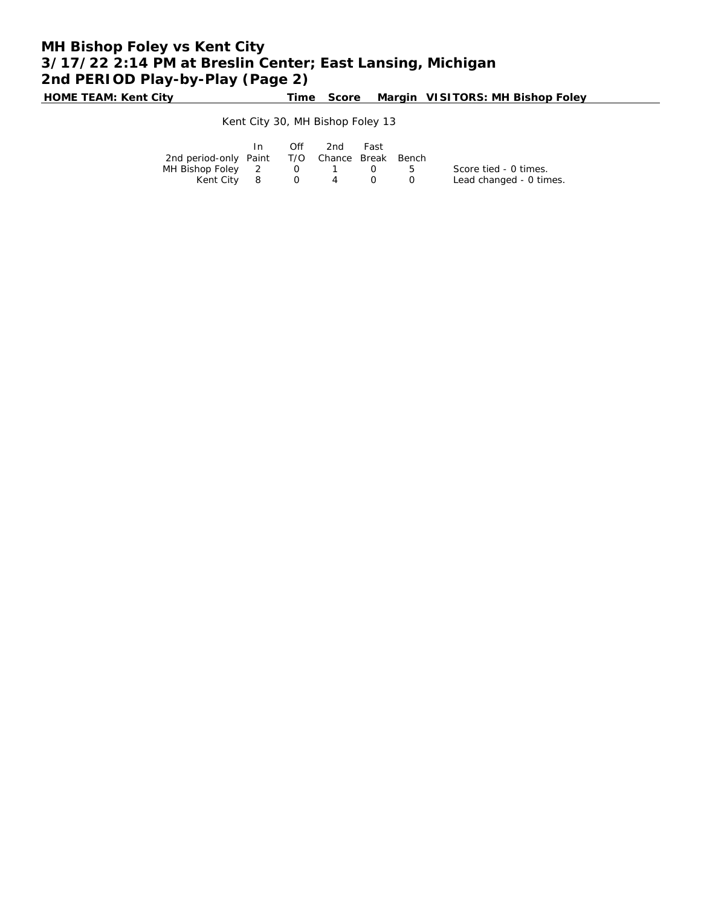# MH Bishop Foley vs Kent City
## 3/17/22 2:14 PM at Breslin Center; East Lansing, Michigan
## 2nd PERIOD Play-by-Play (Page 2)

| HOME TEAM: Kent City | Time | Score | Margin | VISITORS: MH Bishop Foley |
|---|---|---|---|---|

Kent City 30, MH Bishop Foley 13

| 2nd period-only | In Paint | Off T/O | 2nd Chance | Fast Break | Bench |
|---|---|---|---|---|---|
| MH Bishop Foley | 2 | 0 | 1 | 0 | 5 |
| Kent City | 8 | 0 | 4 | 0 | 0 |

Score tied - 0 times.
Lead changed - 0 times.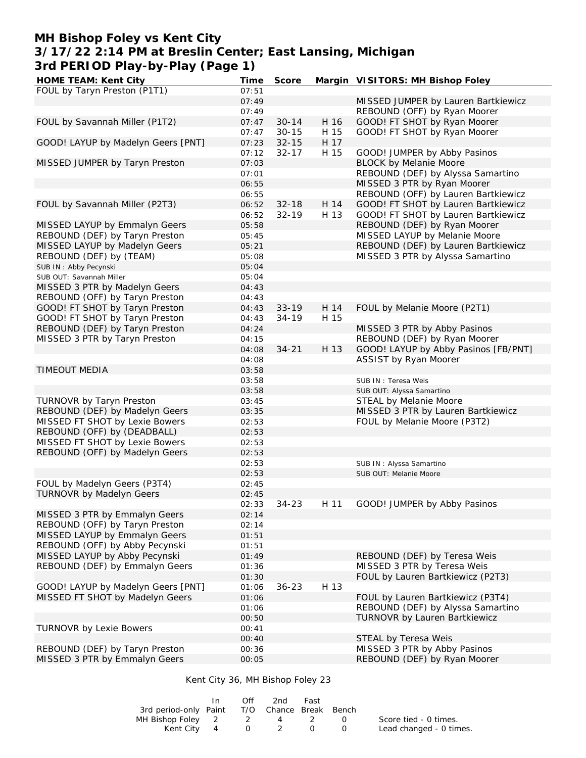# MH Bishop Foley vs Kent City
## 3/17/22 2:14 PM at Breslin Center; East Lansing, Michigan
## 3rd PERIOD Play-by-Play (Page 1)

| HOME TEAM: Kent City | Time | Score | Margin | VISITORS: MH Bishop Foley |
|---|---|---|---|---|
| FOUL by Taryn Preston (P1T1) | 07:51 | | | |
| | 07:49 | | | MISSED JUMPER by Lauren Bartkiewicz |
| | 07:49 | | | REBOUND (OFF) by Ryan Moorer |
| FOUL by Savannah Miller (P1T2) | 07:47 | 30-14 | H 16 | GOOD! FT SHOT by Ryan Moorer |
| | 07:47 | 30-15 | H 15 | GOOD! FT SHOT by Ryan Moorer |
| GOOD! LAYUP by Madelyn Geers [PNT] | 07:23 | 32-15 | H 17 | |
| | 07:12 | 32-17 | H 15 | GOOD! JUMPER by Abby Pasinos |
| MISSED JUMPER by Taryn Preston | 07:03 | | | BLOCK by Melanie Moore |
| | 07:01 | | | REBOUND (DEF) by Alyssa Samartino |
| | 06:55 | | | MISSED 3 PTR by Ryan Moorer |
| | 06:55 | | | REBOUND (OFF) by Lauren Bartkiewicz |
| FOUL by Savannah Miller (P2T3) | 06:52 | 32-18 | H 14 | GOOD! FT SHOT by Lauren Bartkiewicz |
| | 06:52 | 32-19 | H 13 | GOOD! FT SHOT by Lauren Bartkiewicz |
| MISSED LAYUP by Emmalyn Geers | 05:58 | | | REBOUND (DEF) by Ryan Moorer |
| REBOUND (DEF) by Taryn Preston | 05:45 | | | MISSED LAYUP by Melanie Moore |
| MISSED LAYUP by Madelyn Geers | 05:21 | | | REBOUND (DEF) by Lauren Bartkiewicz |
| REBOUND (DEF) by (TEAM) | 05:08 | | | MISSED 3 PTR by Alyssa Samartino |
| SUB IN : Abby Pecynski | 05:04 | | | |
| SUB OUT: Savannah Miller | 05:04 | | | |
| MISSED 3 PTR by Madelyn Geers | 04:43 | | | |
| REBOUND (OFF) by Taryn Preston | 04:43 | | | |
| GOOD! FT SHOT by Taryn Preston | 04:43 | 33-19 | H 14 | FOUL by Melanie Moore (P2T1) |
| GOOD! FT SHOT by Taryn Preston | 04:43 | 34-19 | H 15 | |
| REBOUND (DEF) by Taryn Preston | 04:24 | | | MISSED 3 PTR by Abby Pasinos |
| MISSED 3 PTR by Taryn Preston | 04:15 | | | REBOUND (DEF) by Ryan Moorer |
| | 04:08 | 34-21 | H 13 | GOOD! LAYUP by Abby Pasinos [FB/PNT] |
| | 04:08 | | | ASSIST by Ryan Moorer |
| TIMEOUT MEDIA | 03:58 | | | |
| | 03:58 | | | SUB IN : Teresa Weis |
| | 03:58 | | | SUB OUT: Alyssa Samartino |
| TURNOVR by Taryn Preston | 03:45 | | | STEAL by Melanie Moore |
| REBOUND (DEF) by Madelyn Geers | 03:35 | | | MISSED 3 PTR by Lauren Bartkiewicz |
| MISSED FT SHOT by Lexie Bowers | 02:53 | | | FOUL by Melanie Moore (P3T2) |
| REBOUND (OFF) by (DEADBALL) | 02:53 | | | |
| MISSED FT SHOT by Lexie Bowers | 02:53 | | | |
| REBOUND (OFF) by Madelyn Geers | 02:53 | | | |
| | 02:53 | | | SUB IN : Alyssa Samartino |
| | 02:53 | | | SUB OUT: Melanie Moore |
| FOUL by Madelyn Geers (P3T4) | 02:45 | | | |
| TURNOVR by Madelyn Geers | 02:45 | | | |
| | 02:33 | 34-23 | H 11 | GOOD! JUMPER by Abby Pasinos |
| MISSED 3 PTR by Emmalyn Geers | 02:14 | | | |
| REBOUND (OFF) by Taryn Preston | 02:14 | | | |
| MISSED LAYUP by Emmalyn Geers | 01:51 | | | |
| REBOUND (OFF) by Abby Pecynski | 01:51 | | | |
| MISSED LAYUP by Abby Pecynski | 01:49 | | | REBOUND (DEF) by Teresa Weis |
| REBOUND (DEF) by Emmalyn Geers | 01:36 | | | MISSED 3 PTR by Teresa Weis |
| | 01:30 | | | FOUL by Lauren Bartkiewicz (P2T3) |
| GOOD! LAYUP by Madelyn Geers [PNT] | 01:06 | 36-23 | H 13 | |
| MISSED FT SHOT by Madelyn Geers | 01:06 | | | FOUL by Lauren Bartkiewicz (P3T4) |
| | 01:06 | | | REBOUND (DEF) by Alyssa Samartino |
| | 00:50 | | | TURNOVR by Lauren Bartkiewicz |
| TURNOVR by Lexie Bowers | 00:41 | | | |
| | 00:40 | | | STEAL by Teresa Weis |
| REBOUND (DEF) by Taryn Preston | 00:36 | | | MISSED 3 PTR by Abby Pasinos |
| MISSED 3 PTR by Emmalyn Geers | 00:05 | | | REBOUND (DEF) by Ryan Moorer |

Kent City 36, MH Bishop Foley 23

| 3rd period-only | In Paint | Off T/O | 2nd Chance | Fast Break | Bench |
|---|---|---|---|---|---|
| MH Bishop Foley | 2 | 2 | 4 | 2 | 0 |
| Kent City | 4 | 0 | 2 | 0 | 0 |

Score tied - 0 times.
Lead changed - 0 times.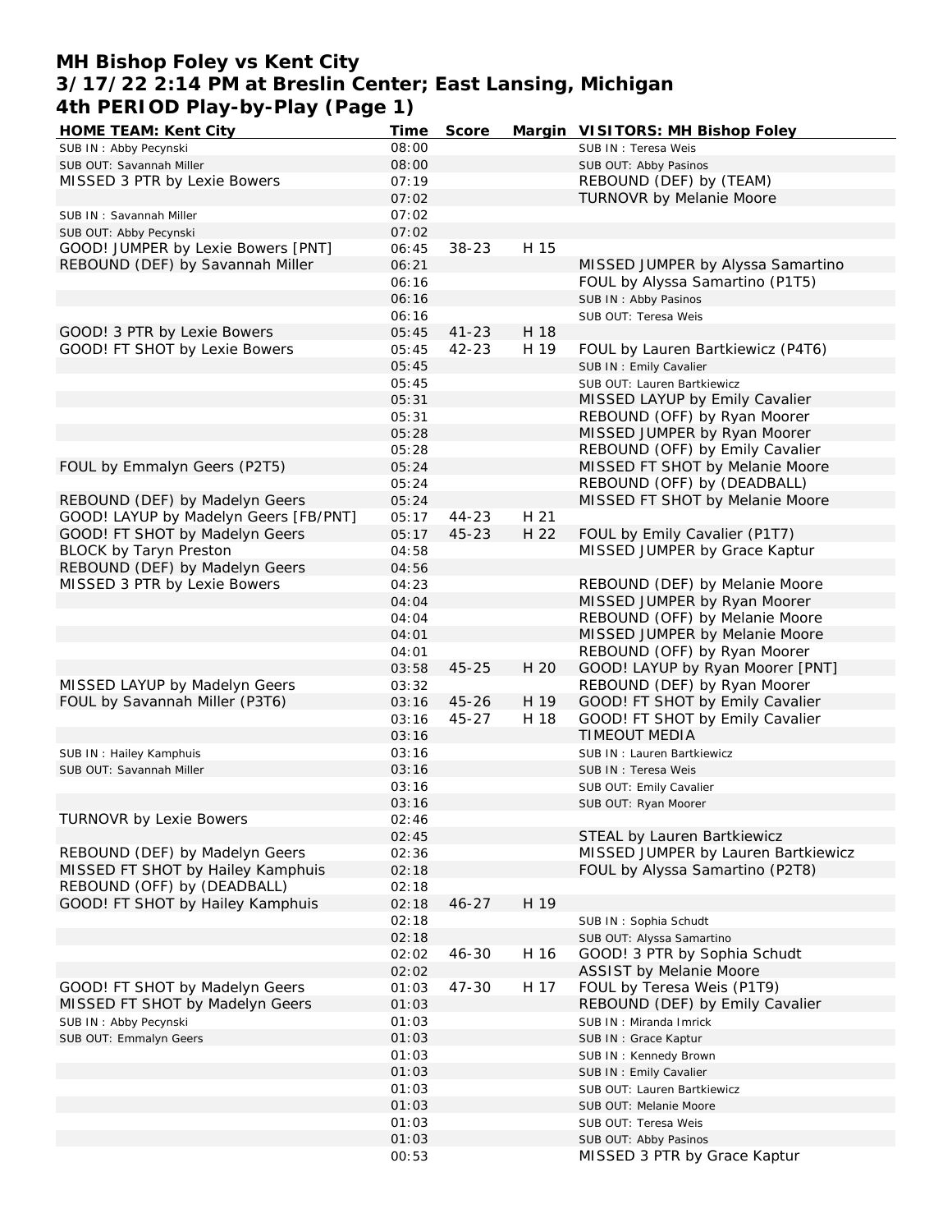# MH Bishop Foley vs Kent City
## 3/17/22 2:14 PM at Breslin Center; East Lansing, Michigan
## 4th PERIOD Play-by-Play (Page 1)

| HOME TEAM: Kent City | Time | Score | Margin | VISITORS: MH Bishop Foley |
|---|---|---|---|---|
| SUB IN : Abby Pecynski | 08:00 | | | SUB IN : Teresa Weis |
| SUB OUT: Savannah Miller | 08:00 | | | SUB OUT: Abby Pasinos |
| MISSED 3 PTR by Lexie Bowers | 07:19 | | | REBOUND (DEF) by (TEAM) |
| | 07:02 | | | TURNOVR by Melanie Moore |
| SUB IN : Savannah Miller | 07:02 | | | |
| SUB OUT: Abby Pecynski | 07:02 | | | |
| GOOD! JUMPER by Lexie Bowers [PNT] | 06:45 | 38-23 | H 15 | |
| REBOUND (DEF) by Savannah Miller | 06:21 | | | MISSED JUMPER by Alyssa Samartino |
| | 06:16 | | | FOUL by Alyssa Samartino (P1T5) |
| | 06:16 | | | SUB IN : Abby Pasinos |
| | 06:16 | | | SUB OUT: Teresa Weis |
| GOOD! 3 PTR by Lexie Bowers | 05:45 | 41-23 | H 18 | |
| GOOD! FT SHOT by Lexie Bowers | 05:45 | 42-23 | H 19 | FOUL by Lauren Bartkiewicz (P4T6) |
| | 05:45 | | | SUB IN : Emily Cavalier |
| | 05:45 | | | SUB OUT: Lauren Bartkiewicz |
| | 05:31 | | | MISSED LAYUP by Emily Cavalier |
| | 05:31 | | | REBOUND (OFF) by Ryan Moorer |
| | 05:28 | | | MISSED JUMPER by Ryan Moorer |
| | 05:28 | | | REBOUND (OFF) by Emily Cavalier |
| FOUL by Emmalyn Geers (P2T5) | 05:24 | | | MISSED FT SHOT by Melanie Moore |
| | 05:24 | | | REBOUND (OFF) by (DEADBALL) |
| REBOUND (DEF) by Madelyn Geers | 05:24 | | | MISSED FT SHOT by Melanie Moore |
| GOOD! LAYUP by Madelyn Geers [FB/PNT] | 05:17 | 44-23 | H 21 | |
| GOOD! FT SHOT by Madelyn Geers | 05:17 | 45-23 | H 22 | FOUL by Emily Cavalier (P1T7) |
| BLOCK by Taryn Preston | 04:58 | | | MISSED JUMPER by Grace Kaptur |
| REBOUND (DEF) by Madelyn Geers | 04:56 | | | |
| MISSED 3 PTR by Lexie Bowers | 04:23 | | | REBOUND (DEF) by Melanie Moore |
| | 04:04 | | | MISSED JUMPER by Ryan Moorer |
| | 04:04 | | | REBOUND (OFF) by Melanie Moore |
| | 04:01 | | | MISSED JUMPER by Melanie Moore |
| | 04:01 | | | REBOUND (OFF) by Ryan Moorer |
| | 03:58 | 45-25 | H 20 | GOOD! LAYUP by Ryan Moorer [PNT] |
| MISSED LAYUP by Madelyn Geers | 03:32 | | | REBOUND (DEF) by Ryan Moorer |
| FOUL by Savannah Miller (P3T6) | 03:16 | 45-26 | H 19 | GOOD! FT SHOT by Emily Cavalier |
| | 03:16 | 45-27 | H 18 | GOOD! FT SHOT by Emily Cavalier |
| | 03:16 | | | TIMEOUT MEDIA |
| SUB IN : Hailey Kamphuis | 03:16 | | | SUB IN : Lauren Bartkiewicz |
| SUB OUT: Savannah Miller | 03:16 | | | SUB IN : Teresa Weis |
| | 03:16 | | | SUB OUT: Emily Cavalier |
| | 03:16 | | | SUB OUT: Ryan Moorer |
| TURNOVR by Lexie Bowers | 02:46 | | | |
| | 02:45 | | | STEAL by Lauren Bartkiewicz |
| REBOUND (DEF) by Madelyn Geers | 02:36 | | | MISSED JUMPER by Lauren Bartkiewicz |
| MISSED FT SHOT by Hailey Kamphuis | 02:18 | | | FOUL by Alyssa Samartino (P2T8) |
| REBOUND (OFF) by (DEADBALL) | 02:18 | | | |
| GOOD! FT SHOT by Hailey Kamphuis | 02:18 | 46-27 | H 19 | |
| | 02:18 | | | SUB IN : Sophia Schudt |
| | 02:18 | | | SUB OUT: Alyssa Samartino |
| | 02:02 | 46-30 | H 16 | GOOD! 3 PTR by Sophia Schudt |
| | 02:02 | | | ASSIST by Melanie Moore |
| GOOD! FT SHOT by Madelyn Geers | 01:03 | 47-30 | H 17 | FOUL by Teresa Weis (P1T9) |
| MISSED FT SHOT by Madelyn Geers | 01:03 | | | REBOUND (DEF) by Emily Cavalier |
| SUB IN : Abby Pecynski | 01:03 | | | SUB IN : Miranda Imrick |
| SUB OUT: Emmalyn Geers | 01:03 | | | SUB IN : Grace Kaptur |
| | 01:03 | | | SUB IN : Kennedy Brown |
| | 01:03 | | | SUB IN : Emily Cavalier |
| | 01:03 | | | SUB OUT: Lauren Bartkiewicz |
| | 01:03 | | | SUB OUT: Melanie Moore |
| | 01:03 | | | SUB OUT: Teresa Weis |
| | 01:03 | | | SUB OUT: Abby Pasinos |
| | 00:53 | | | MISSED 3 PTR by Grace Kaptur |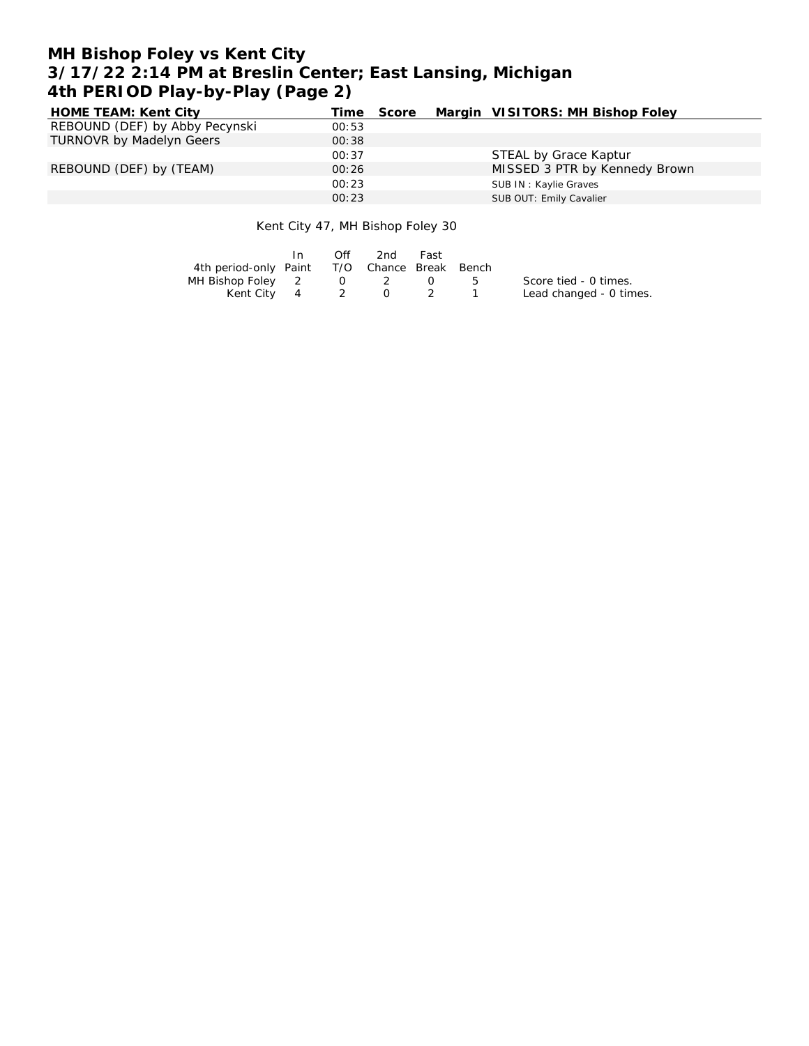# MH Bishop Foley vs Kent City
## 3/17/22 2:14 PM at Breslin Center; East Lansing, Michigan
## 4th PERIOD Play-by-Play (Page 2)

| HOME TEAM: Kent City | Time | Score | Margin | VISITORS: MH Bishop Foley |
|---|---|---|---|---|
| REBOUND (DEF) by Abby Pecynski | 00:53 | | | |
| TURNOVR by Madelyn Geers | 00:38 | | | |
| | 00:37 | | | STEAL by Grace Kaptur |
| REBOUND (DEF) by (TEAM) | 00:26 | | | MISSED 3 PTR by Kennedy Brown |
| | 00:23 | | | SUB IN : Kaylie Graves |
| | 00:23 | | | SUB OUT: Emily Cavalier |

Kent City 47, MH Bishop Foley 30

| 4th period-only | In Paint | Off T/O | 2nd Chance | Fast Break | Bench |
|---|---|---|---|---|---|
| MH Bishop Foley | 2 | 0 | 2 | 0 | 5 |
| Kent City | 4 | 2 | 0 | 2 | 1 |

Score tied - 0 times.
Lead changed - 0 times.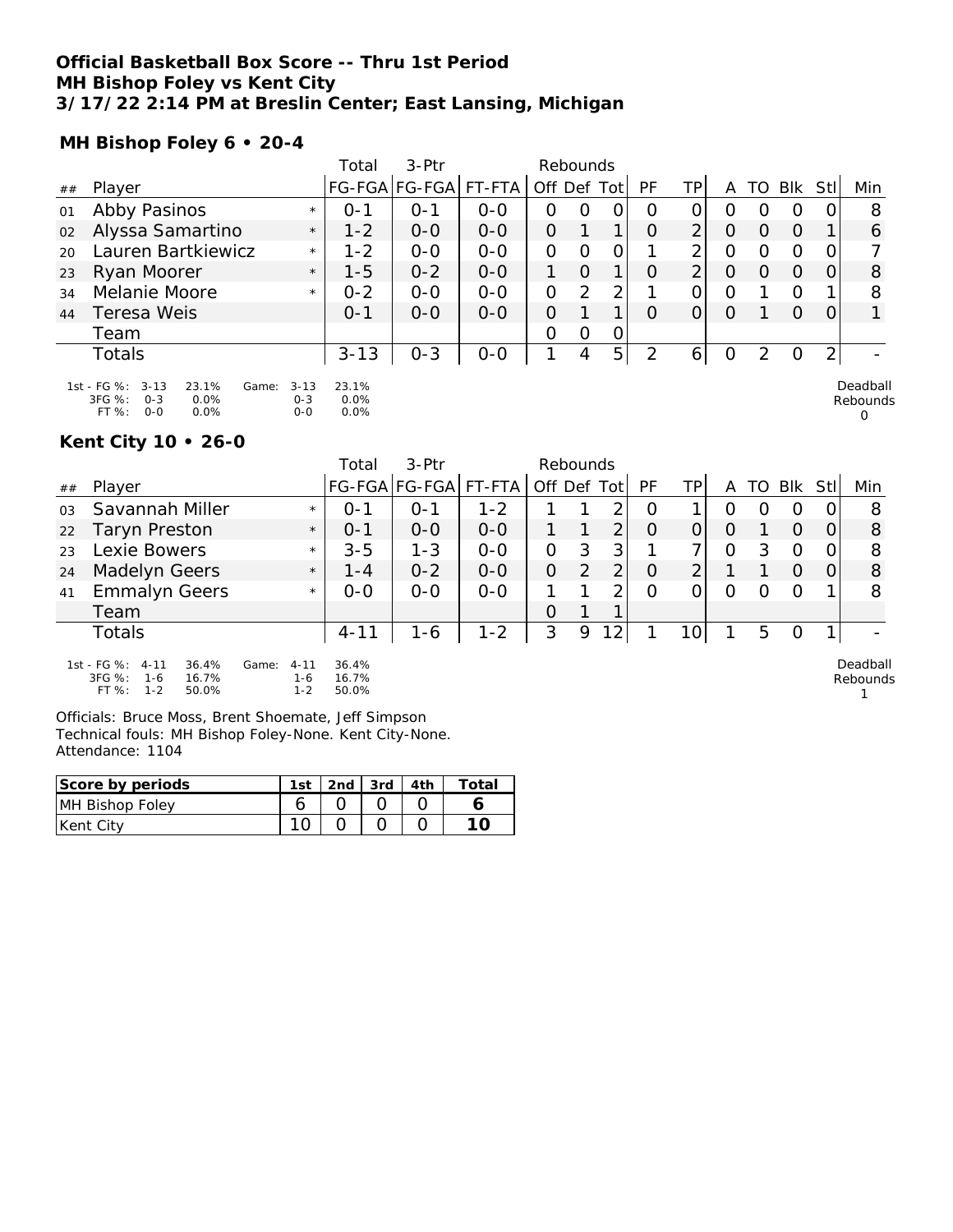# Official Basketball Box Score -- Thru 1st Period
## MH Bishop Foley vs Kent City
## 3/17/22 2:14 PM at Breslin Center; East Lansing, Michigan

### MH Bishop Foley 6 • 20-4

| ## | Player | | Total FG-FGA | 3-Ptr FG-FGA | FT-FTA | Rebounds Off | Def | Tot | PF | TP | A | TO | Blk | Stl | Min |
|---|---|---|---|---|---|---|---|---|---|---|---|---|---|---|---|
| 01 | Abby Pasinos | * | 0-1 | 0-1 | 0-0 | 0 | 0 | 0 | 0 | 0 | 0 | 0 | 0 | 0 | 8 |
| 02 | Alyssa Samartino | * | 1-2 | 0-0 | 0-0 | 0 | 1 | 1 | 0 | 2 | 0 | 0 | 0 | 1 | 6 |
| 20 | Lauren Bartkiewicz | * | 1-2 | 0-0 | 0-0 | 0 | 0 | 0 | 1 | 2 | 0 | 0 | 0 | 0 | 7 |
| 23 | Ryan Moorer | * | 1-5 | 0-2 | 0-0 | 1 | 0 | 1 | 0 | 2 | 0 | 0 | 0 | 0 | 8 |
| 34 | Melanie Moore | * | 0-2 | 0-0 | 0-0 | 0 | 2 | 2 | 1 | 0 | 0 | 1 | 0 | 1 | 8 |
| 44 | Teresa Weis | | 0-1 | 0-0 | 0-0 | 0 | 1 | 1 | 0 | 0 | 0 | 1 | 0 | 0 | 1 |
| | Team | | | | | 0 | 0 | 0 | | | | | | | |
| | Totals | | 3-13 | 0-3 | 0-0 | 1 | 4 | 5 | 2 | 6 | 0 | 2 | 0 | 2 | - |

1st - FG %: 3-13 23.1% Game: 3-13 23.1%
3FG %: 0-3 0.0% 0-3 0.0%
FT %: 0-0 0.0% 0-0 0.0%

Deadball Rebounds 0

### Kent City 10 • 26-0

| ## | Player | | Total FG-FGA | 3-Ptr FG-FGA | FT-FTA | Rebounds Off | Def | Tot | PF | TP | A | TO | Blk | Stl | Min |
|---|---|---|---|---|---|---|---|---|---|---|---|---|---|---|---|
| 03 | Savannah Miller | * | 0-1 | 0-1 | 1-2 | 1 | 1 | 2 | 0 | 1 | 0 | 0 | 0 | 0 | 8 |
| 22 | Taryn Preston | * | 0-1 | 0-0 | 0-0 | 1 | 1 | 2 | 0 | 0 | 0 | 1 | 0 | 0 | 8 |
| 23 | Lexie Bowers | * | 3-5 | 1-3 | 0-0 | 0 | 3 | 3 | 1 | 7 | 0 | 3 | 0 | 0 | 8 |
| 24 | Madelyn Geers | * | 1-4 | 0-2 | 0-0 | 0 | 2 | 2 | 0 | 2 | 1 | 1 | 0 | 0 | 8 |
| 41 | Emmalyn Geers | * | 0-0 | 0-0 | 0-0 | 1 | 1 | 2 | 0 | 0 | 0 | 0 | 0 | 1 | 8 |
| | Team | | | | | 0 | 1 | 1 | | | | | | | |
| | Totals | | 4-11 | 1-6 | 1-2 | 3 | 9 | 12 | 1 | 10 | 1 | 5 | 0 | 1 | - |

1st - FG %: 4-11 36.4% Game: 4-11 36.4%
3FG %: 1-6 16.7% 1-6 16.7%
FT %: 1-2 50.0% 1-2 50.0%

Deadball Rebounds 1

Officials: Bruce Moss, Brent Shoemate, Jeff Simpson
Technical fouls: MH Bishop Foley-None. Kent City-None.
Attendance: 1104

| Score by periods | 1st | 2nd | 3rd | 4th | Total |
|---|---|---|---|---|---|
| MH Bishop Foley | 6 | 0 | 0 | 0 | 6 |
| Kent City | 10 | 0 | 0 | 0 | 10 |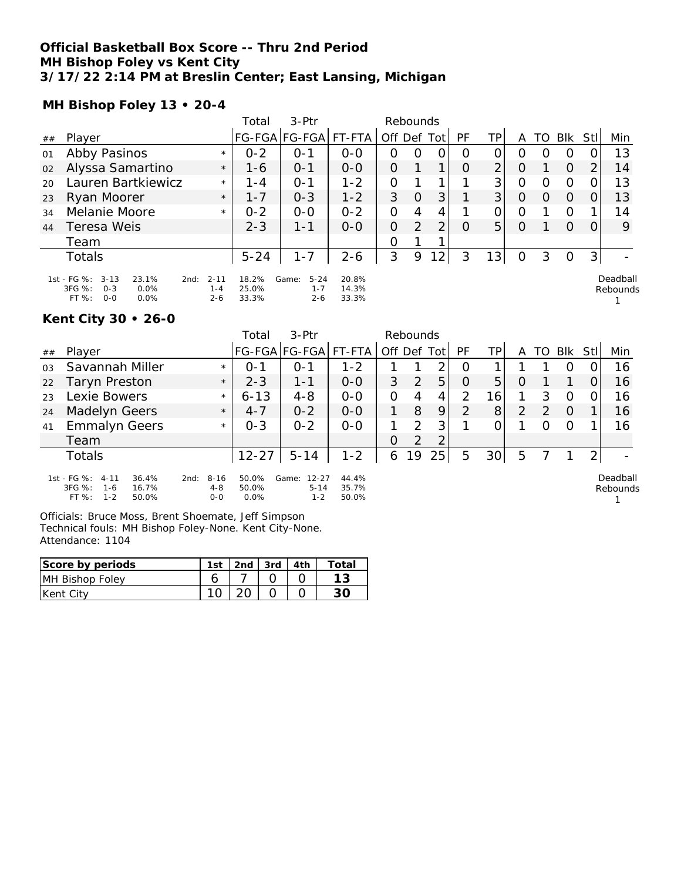# Official Basketball Box Score -- Thru 2nd Period
## MH Bishop Foley vs Kent City
## 3/17/22 2:14 PM at Breslin Center; East Lansing, Michigan

### MH Bishop Foley 13 • 20-4

| ## | Player | | Total FG-FGA | 3-Ptr FG-FGA | FT-FTA | Rebounds Off | Def | Tot | PF | TP | A | TO | Blk | Stl | Min |
|---|---|---|---|---|---|---|---|---|---|---|---|---|---|---|---|
| 01 | Abby Pasinos | * | 0-2 | 0-1 | 0-0 | 0 | 0 | 0 | 0 | 0 | 0 | 0 | 0 | 0 | 13 |
| 02 | Alyssa Samartino | * | 1-6 | 0-1 | 0-0 | 0 | 1 | 1 | 0 | 2 | 0 | 1 | 0 | 2 | 14 |
| 20 | Lauren Bartkiewicz | * | 1-4 | 0-1 | 1-2 | 0 | 1 | 1 | 1 | 3 | 0 | 0 | 0 | 0 | 13 |
| 23 | Ryan Moorer | * | 1-7 | 0-3 | 1-2 | 3 | 0 | 3 | 1 | 3 | 0 | 0 | 0 | 0 | 13 |
| 34 | Melanie Moore | * | 0-2 | 0-0 | 0-2 | 0 | 4 | 4 | 1 | 0 | 0 | 1 | 0 | 1 | 14 |
| 44 | Teresa Weis | | 2-3 | 1-1 | 0-0 | 0 | 2 | 2 | 0 | 5 | 0 | 1 | 0 | 0 | 9 |
| | Team | | | | | 0 | 1 | 1 | | | | | | | |
| | Totals | | 5-24 | 1-7 | 2-6 | 3 | 9 | 12 | 3 | 13 | 0 | 3 | 0 | 3 | - |

| | 1st | | 2nd | | Game | |
|---|---|---|---|---|---|---|
| FG % | 3-13 | 23.1% | 2-11 | 18.2% | 5-24 | 20.8% |
| 3FG % | 0-3 | 0.0% | 1-4 | 25.0% | 1-7 | 14.3% |
| FT % | 0-0 | 0.0% | 2-6 | 33.3% | 2-6 | 33.3% |

Deadball Rebounds 1

### Kent City 30 • 26-0

| ## | Player | | Total FG-FGA | 3-Ptr FG-FGA | FT-FTA | Rebounds Off | Def | Tot | PF | TP | A | TO | Blk | Stl | Min |
|---|---|---|---|---|---|---|---|---|---|---|---|---|---|---|---|
| 03 | Savannah Miller | * | 0-1 | 0-1 | 1-2 | 1 | 1 | 2 | 0 | 1 | 1 | 1 | 0 | 0 | 16 |
| 22 | Taryn Preston | * | 2-3 | 1-1 | 0-0 | 3 | 2 | 5 | 0 | 5 | 0 | 1 | 1 | 0 | 16 |
| 23 | Lexie Bowers | * | 6-13 | 4-8 | 0-0 | 0 | 4 | 4 | 2 | 16 | 1 | 3 | 0 | 0 | 16 |
| 24 | Madelyn Geers | * | 4-7 | 0-2 | 0-0 | 1 | 8 | 9 | 2 | 8 | 2 | 2 | 0 | 1 | 16 |
| 41 | Emmalyn Geers | * | 0-3 | 0-2 | 0-0 | 1 | 2 | 3 | 1 | 0 | 1 | 0 | 0 | 1 | 16 |
| | Team | | | | | 0 | 2 | 2 | | | | | | | |
| | Totals | | 12-27 | 5-14 | 1-2 | 6 | 19 | 25 | 5 | 30 | 5 | 7 | 1 | 2 | - |

| | 1st | | 2nd | | Game | |
|---|---|---|---|---|---|---|
| FG % | 4-11 | 36.4% | 8-16 | 50.0% | 12-27 | 44.4% |
| 3FG % | 1-6 | 16.7% | 4-8 | 50.0% | 5-14 | 35.7% |
| FT % | 1-2 | 50.0% | 0-0 | 0.0% | 1-2 | 50.0% |

Deadball Rebounds 1

Officials: Bruce Moss, Brent Shoemate, Jeff Simpson
Technical fouls: MH Bishop Foley-None. Kent City-None.
Attendance: 1104

| Score by periods | 1st | 2nd | 3rd | 4th | Total |
|---|---|---|---|---|---|
| MH Bishop Foley | 6 | 7 | 0 | 0 | 13 |
| Kent City | 10 | 20 | 0 | 0 | 30 |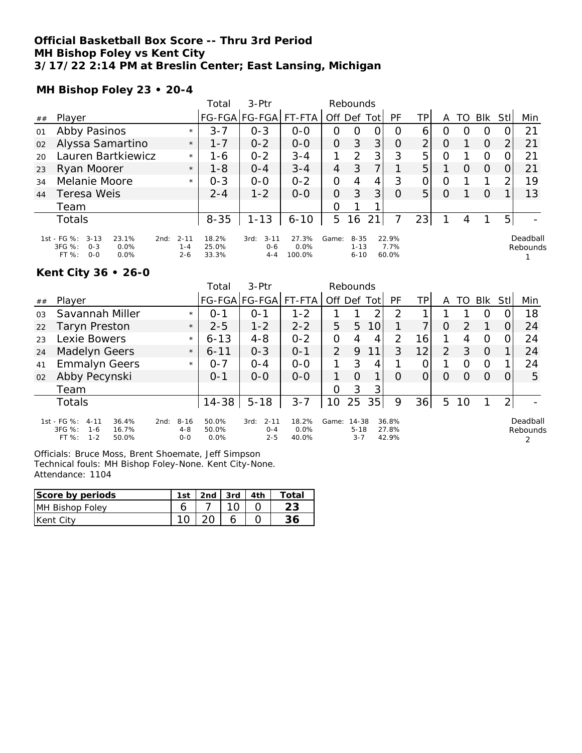**Official Basketball Box Score -- Thru 3rd Period**
**MH Bishop Foley vs Kent City**
**3/17/22 2:14 PM at Breslin Center; East Lansing, Michigan**

**MH Bishop Foley 23 • 20-4**

| ## | Player | | Total FG-FGA | 3-Ptr FG-FGA | FT-FTA | Rebounds Off | Def | Tot | PF | TP | A | TO | Blk | Stl | Min |
|---|---|---|---|---|---|---|---|---|---|---|---|---|---|---|---|
| 01 | Abby Pasinos | * | 3-7 | 0-3 | 0-0 | 0 | 0 | 0 | 0 | 6 | 0 | 0 | 0 | 0 | 21 |
| 02 | Alyssa Samartino | * | 1-7 | 0-2 | 0-0 | 0 | 3 | 3 | 0 | 2 | 0 | 1 | 0 | 2 | 21 |
| 20 | Lauren Bartkiewicz | * | 1-6 | 0-2 | 3-4 | 1 | 2 | 3 | 3 | 5 | 0 | 1 | 0 | 0 | 21 |
| 23 | Ryan Moorer | * | 1-8 | 0-4 | 3-4 | 4 | 3 | 7 | 1 | 5 | 1 | 0 | 0 | 0 | 21 |
| 34 | Melanie Moore | * | 0-3 | 0-0 | 0-2 | 0 | 4 | 4 | 3 | 0 | 0 | 1 | 1 | 2 | 19 |
| 44 | Teresa Weis | | 2-4 | 1-2 | 0-0 | 0 | 3 | 3 | 0 | 5 | 0 | 1 | 0 | 1 | 13 |
| | Team | | | | | 0 | 1 | 1 | | | | | | | |
| | Totals | | 8-35 | 1-13 | 6-10 | 5 | 16 | 21 | 7 | 23 | 1 | 4 | 1 | 5 | - |

1st - FG %: 3-13 23.1% 3FG %: 0-3 0.0% FT %: 0-0 0.0%
2nd: FG %: 2-11 18.2% 3FG %: 1-4 25.0% FT %: 2-6 33.3%
3rd: FG %: 3-11 27.3% 3FG %: 0-6 0.0% FT %: 4-4 100.0%
Game: FG %: 8-35 22.9% 3FG %: 1-13 7.7% FT %: 6-10 60.0%
Deadball Rebounds: 1

**Kent City 36 • 26-0**

| ## | Player | | Total FG-FGA | 3-Ptr FG-FGA | FT-FTA | Rebounds Off | Def | Tot | PF | TP | A | TO | Blk | Stl | Min |
|---|---|---|---|---|---|---|---|---|---|---|---|---|---|---|---|
| 03 | Savannah Miller | * | 0-1 | 0-1 | 1-2 | 1 | 1 | 2 | 2 | 1 | 1 | 1 | 0 | 0 | 18 |
| 22 | Taryn Preston | * | 2-5 | 1-2 | 2-2 | 5 | 5 | 10 | 1 | 7 | 0 | 2 | 1 | 0 | 24 |
| 23 | Lexie Bowers | * | 6-13 | 4-8 | 0-2 | 0 | 4 | 4 | 2 | 16 | 1 | 4 | 0 | 0 | 24 |
| 24 | Madelyn Geers | * | 6-11 | 0-3 | 0-1 | 2 | 9 | 11 | 3 | 12 | 2 | 3 | 0 | 1 | 24 |
| 41 | Emmalyn Geers | * | 0-7 | 0-4 | 0-0 | 1 | 3 | 4 | 1 | 0 | 1 | 0 | 0 | 1 | 24 |
| 02 | Abby Pecynski | | 0-1 | 0-0 | 0-0 | 1 | 0 | 1 | 0 | 0 | 0 | 0 | 0 | 0 | 5 |
| | Team | | | | | 0 | 3 | 3 | | | | | | | |
| | Totals | | 14-38 | 5-18 | 3-7 | 10 | 25 | 35 | 9 | 36 | 5 | 10 | 1 | 2 | - |

1st - FG %: 4-11 36.4% 3FG %: 1-6 16.7% FT %: 1-2 50.0%
2nd: FG %: 8-16 50.0% 3FG %: 4-8 50.0% FT %: 0-0 0.0%
3rd: FG %: 2-11 18.2% 3FG %: 0-4 0.0% FT %: 2-5 40.0%
Game: FG %: 14-38 36.8% 3FG %: 5-18 27.8% FT %: 3-7 42.9%
Deadball Rebounds: 2

Officials: Bruce Moss, Brent Shoemate, Jeff Simpson
Technical fouls: MH Bishop Foley-None. Kent City-None.
Attendance: 1104

| Score by periods | 1st | 2nd | 3rd | 4th | Total |
|---|---|---|---|---|---|
| MH Bishop Foley | 6 | 7 | 10 | 0 | 23 |
| Kent City | 10 | 20 | 6 | 0 | 36 |